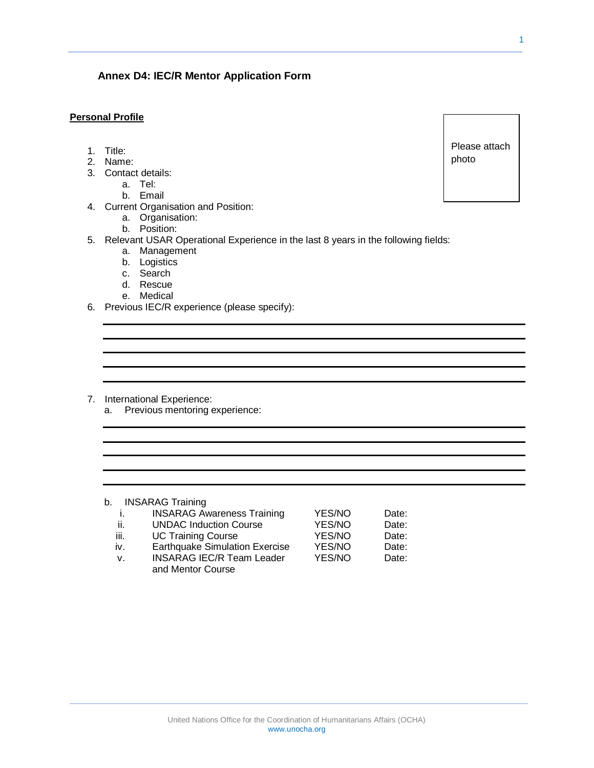## Annex D4: IEC/R Mentor Application Form

**Personal Profile**

Please attach photo

1. Title:
2. Name:
3. Contact details:
    a. Tel:
    b. Email
4. Current Organisation and Position:
    a. Organisation:
    b. Position:
5. Relevant USAR Operational Experience in the last 8 years in the following fields:
    a. Management
    b. Logistics
    c. Search
    d. Rescue
    e. Medical
6. Previous IEC/R experience (please specify):

_______________________________________________

_______________________________________________

_______________________________________________

_______________________________________________

_______________________________________________

7. International Experience:
    a. Previous mentoring experience:

_______________________________________________

_______________________________________________

_______________________________________________

_______________________________________________

_______________________________________________

    b. INSARAG Training

| | | | |
|---|---|---|---|
| i. | INSARAG Awareness Training | YES/NO | Date: |
| ii. | UNDAC Induction Course | YES/NO | Date: |
| iii. | UC Training Course | YES/NO | Date: |
| iv. | Earthquake Simulation Exercise | YES/NO | Date: |
| v. | INSARAG IEC/R Team Leader and Mentor Course | YES/NO | Date: |

United Nations Office for the Coordination of Humanitarians Affairs (OCHA)
www.unocha.org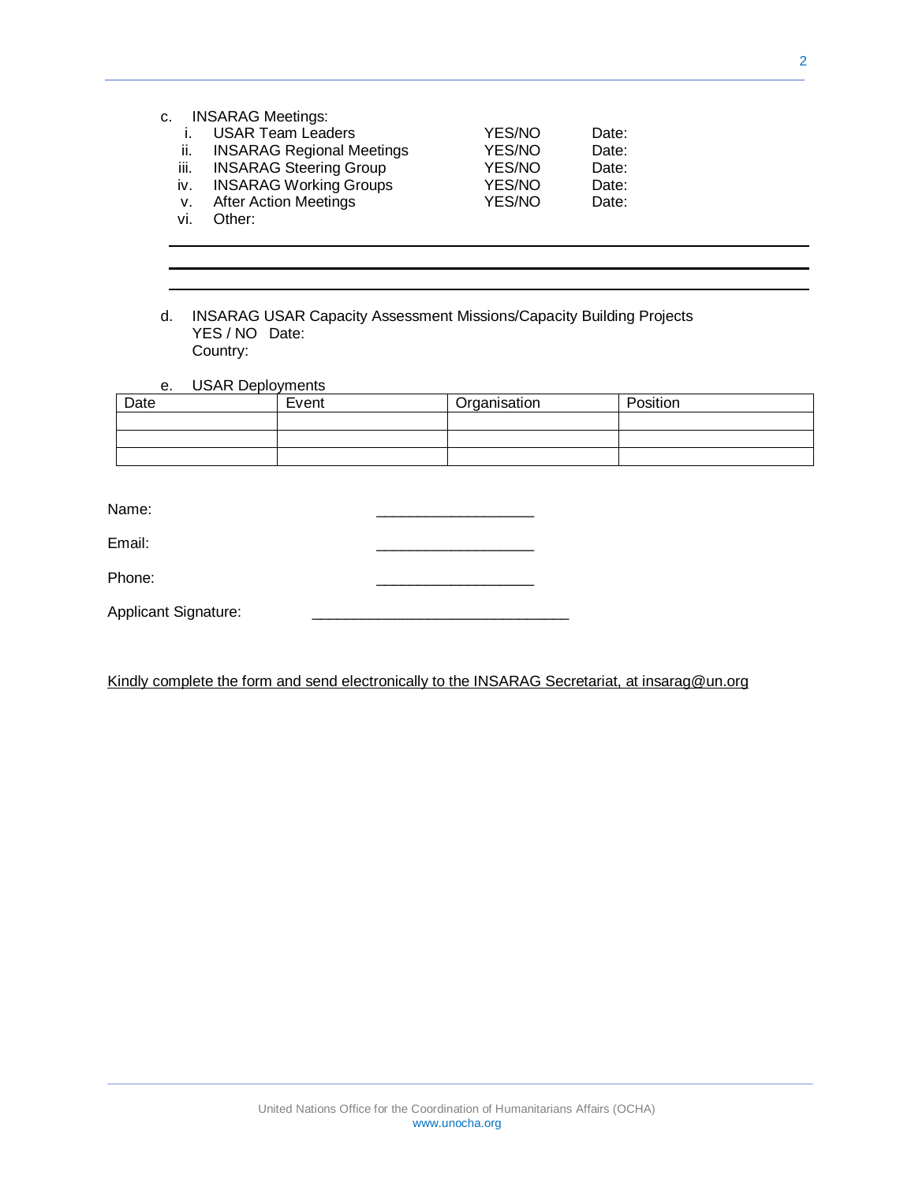c. INSARAG Meetings:

| | | | |
|---|---|---|---|
| i. | USAR Team Leaders | YES/NO | Date: |
| ii. | INSARAG Regional Meetings | YES/NO | Date: |
| iii. | INSARAG Steering Group | YES/NO | Date: |
| iv. | INSARAG Working Groups | YES/NO | Date: |
| v. | After Action Meetings | YES/NO | Date: |
| vi. | Other: | | |

\_\_\_\_\_\_\_\_\_\_\_\_\_\_\_\_\_\_\_\_\_\_\_\_\_\_\_\_\_\_\_\_\_\_\_\_\_\_\_\_\_\_\_\_\_\_\_\_\_\_\_\_\_\_\_\_\_\_\_\_\_\_\_\_

\_\_\_\_\_\_\_\_\_\_\_\_\_\_\_\_\_\_\_\_\_\_\_\_\_\_\_\_\_\_\_\_\_\_\_\_\_\_\_\_\_\_\_\_\_\_\_\_\_\_\_\_\_\_\_\_\_\_\_\_\_\_\_\_

\_\_\_\_\_\_\_\_\_\_\_\_\_\_\_\_\_\_\_\_\_\_\_\_\_\_\_\_\_\_\_\_\_\_\_\_\_\_\_\_\_\_\_\_\_\_\_\_\_\_\_\_\_\_\_\_\_\_\_\_\_\_\_\_

d. INSARAG USAR Capacity Assessment Missions/Capacity Building Projects
YES / NO Date:
Country:

e. USAR Deployments

| Date | Event | Organisation | Position |
|---|---|---|---|
| | | | |
| | | | |
| | | | |

Name: \_\_\_\_\_\_\_\_\_\_\_\_\_\_\_\_\_\_\_\_

Email: \_\_\_\_\_\_\_\_\_\_\_\_\_\_\_\_\_\_\_\_

Phone: \_\_\_\_\_\_\_\_\_\_\_\_\_\_\_\_\_\_\_\_

Applicant Signature: \_\_\_\_\_\_\_\_\_\_\_\_\_\_\_\_\_\_\_\_\_\_\_\_\_\_\_\_\_\_\_\_

Kindly complete the form and send electronically to the INSARAG Secretariat, at insarag@un.org

United Nations Office for the Coordination of Humanitarians Affairs (OCHA)
www.unocha.org